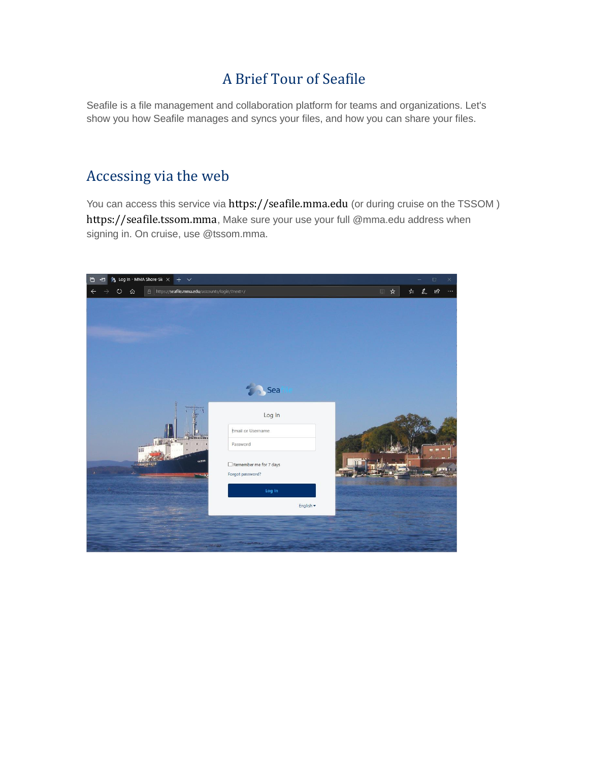# A Brief Tour of Seafile

Seafile is a file management and collaboration platform for teams and organizations. Let's show you how Seafile manages and syncs your files, and how you can share your files.

## Accessing via the web

You can access this service via https://seafile.mma.edu (or during cruise on the TSSOM ) https://seafile.tssom.mma, Make sure your use your full @mma.edu address when signing in. On cruise, use @tssom.mma.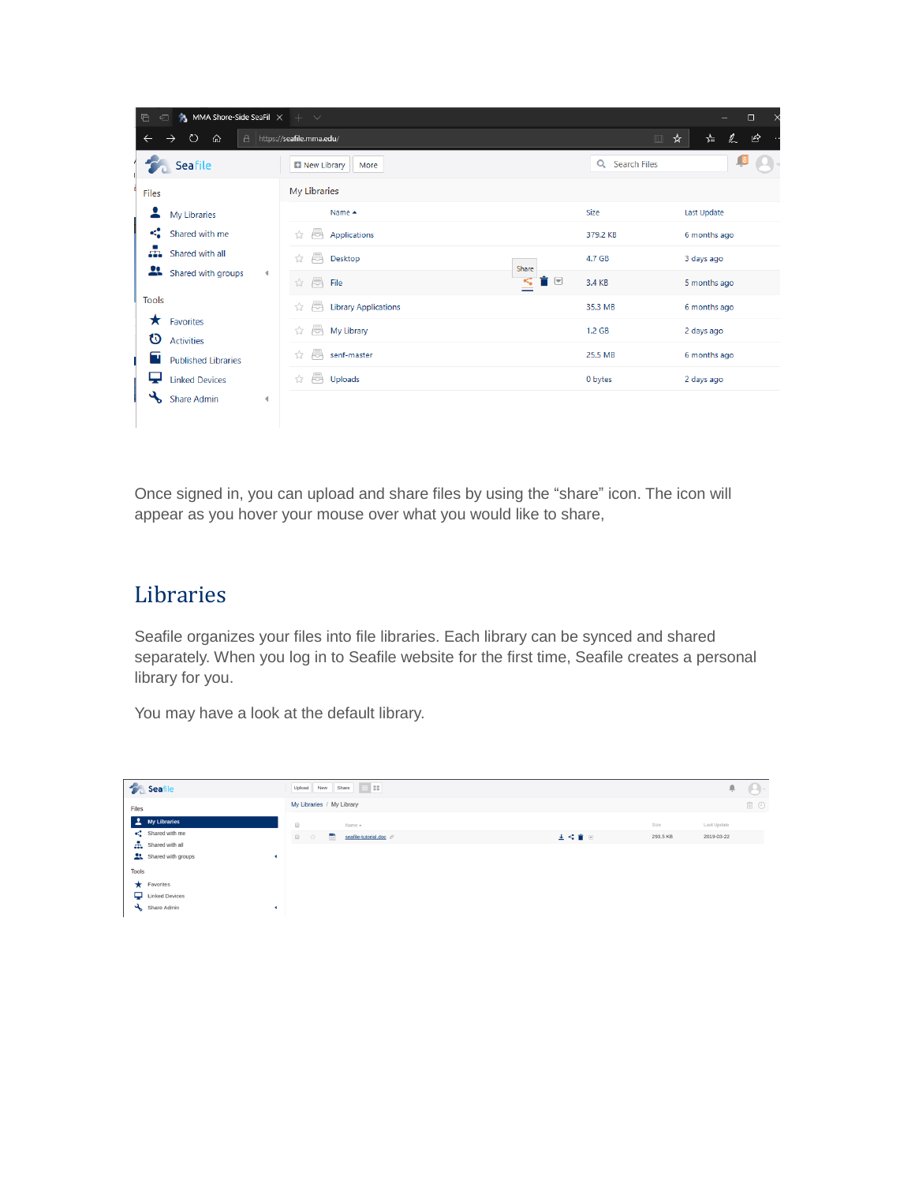Once signed in, you can upload and share files by using the “share” icon. The icon will appear as you hover your mouse over what you would like to share,

## Libraries

Seafile organizes your files into file libraries. Each library can be synced and shared separately. When you log in to Seafile website for the first time, Seafile creates a personal library for you.

You may have a look at the default library.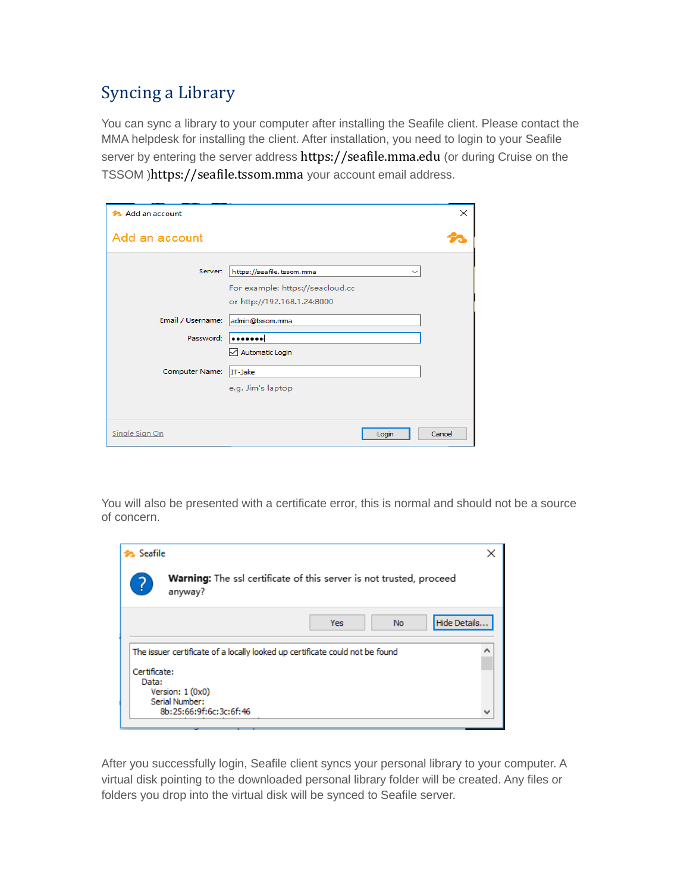## Syncing a Library

You can sync a library to your computer after installing the Seafile client. Please contact the MMA helpdesk for installing the client. After installation, you need to login to your Seafile server by entering the server address https://seafile.mma.edu (or during Cruise on the TSSOM )https://seafile.tssom.mma your account email address.

You will also be presented with a certificate error, this is normal and should not be a source of concern.

After you successfully login, Seafile client syncs your personal library to your computer. A virtual disk pointing to the downloaded personal library folder will be created. Any files or folders you drop into the virtual disk will be synced to Seafile server.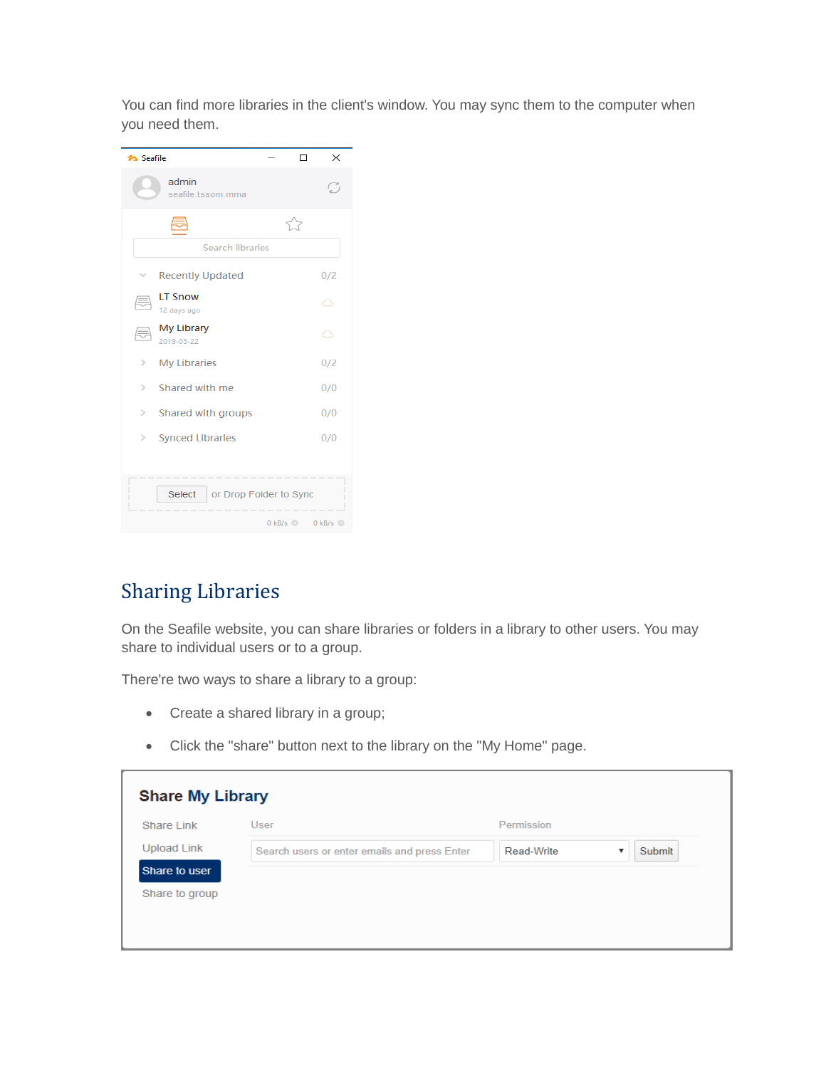You can find more libraries in the client's window. You may sync them to the computer when you need them.

## Sharing Libraries

On the Seafile website, you can share libraries or folders in a library to other users. You may share to individual users or to a group.

There're two ways to share a library to a group:

- Create a shared library in a group;
- Click the "share" button next to the library on the "My Home" page.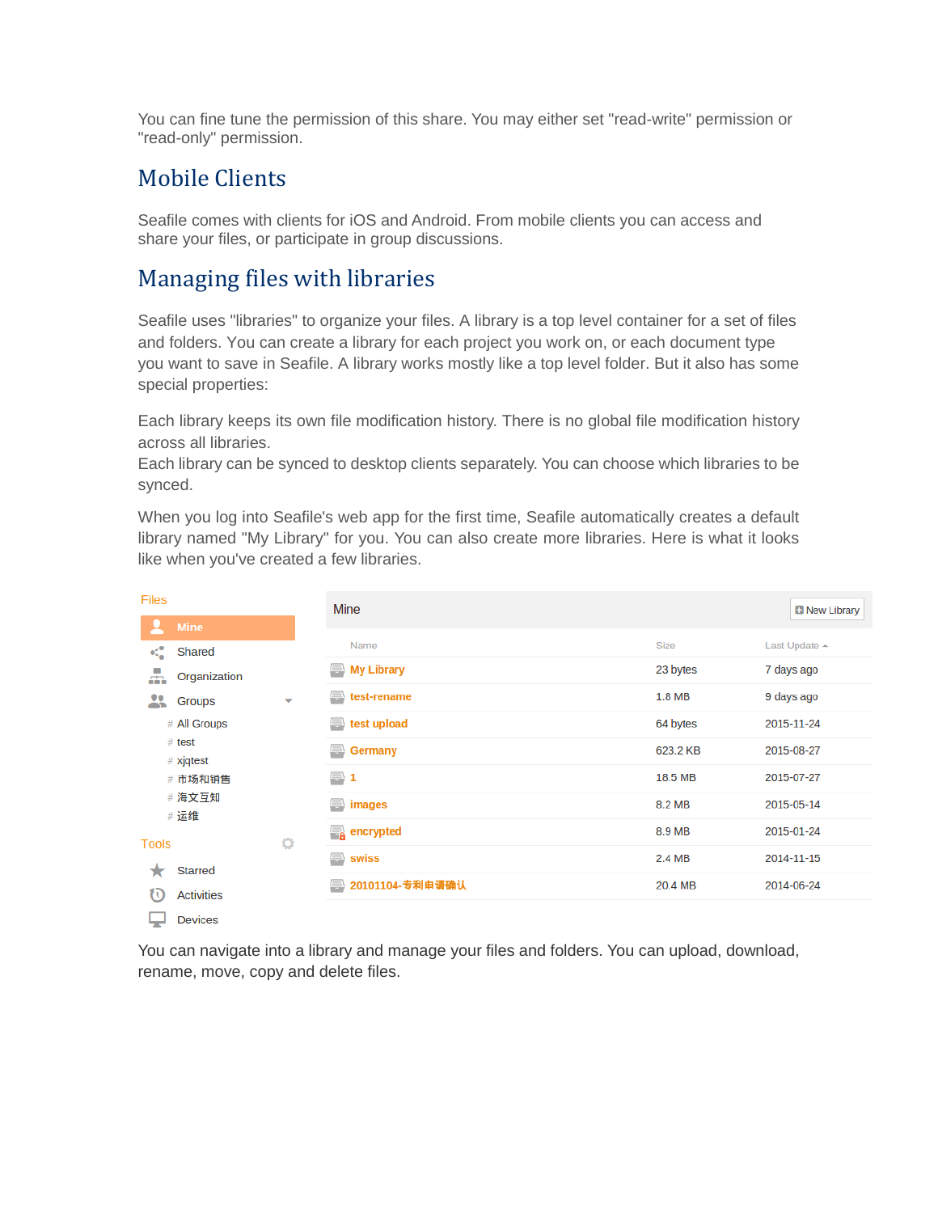You can fine tune the permission of this share. You may either set "read-write" permission or "read-only" permission.

## Mobile Clients

Seafile comes with clients for iOS and Android. From mobile clients you can access and share your files, or participate in group discussions.

## Managing files with libraries

Seafile uses "libraries" to organize your files. A library is a top level container for a set of files and folders. You can create a library for each project you work on, or each document type you want to save in Seafile. A library works mostly like a top level folder. But it also has some special properties:

Each library keeps its own file modification history. There is no global file modification history across all libraries.
Each library can be synced to desktop clients separately. You can choose which libraries to be synced.

When you log into Seafile's web app for the first time, Seafile automatically creates a default library named "My Library" for you. You can also create more libraries. Here is what it looks like when you've created a few libraries.

Files
Mine
Shared
Organization
Groups
# All Groups
# test
# xjqtest
# 市场和销售
# 海文互知
# 运维
Tools
Starred
Activities
Devices

Mine
New Library

| Name | Size | Last Update |
|---|---|---|
| My Library | 23 bytes | 7 days ago |
| test-rename | 1.8 MB | 9 days ago |
| test upload | 64 bytes | 2015-11-24 |
| Germany | 623.2 KB | 2015-08-27 |
| 1 | 18.5 MB | 2015-07-27 |
| images | 8.2 MB | 2015-05-14 |
| encrypted | 8.9 MB | 2015-01-24 |
| swiss | 2.4 MB | 2014-11-15 |
| 20101104-专利申请确认 | 20.4 MB | 2014-06-24 |

You can navigate into a library and manage your files and folders. You can upload, download, rename, move, copy and delete files.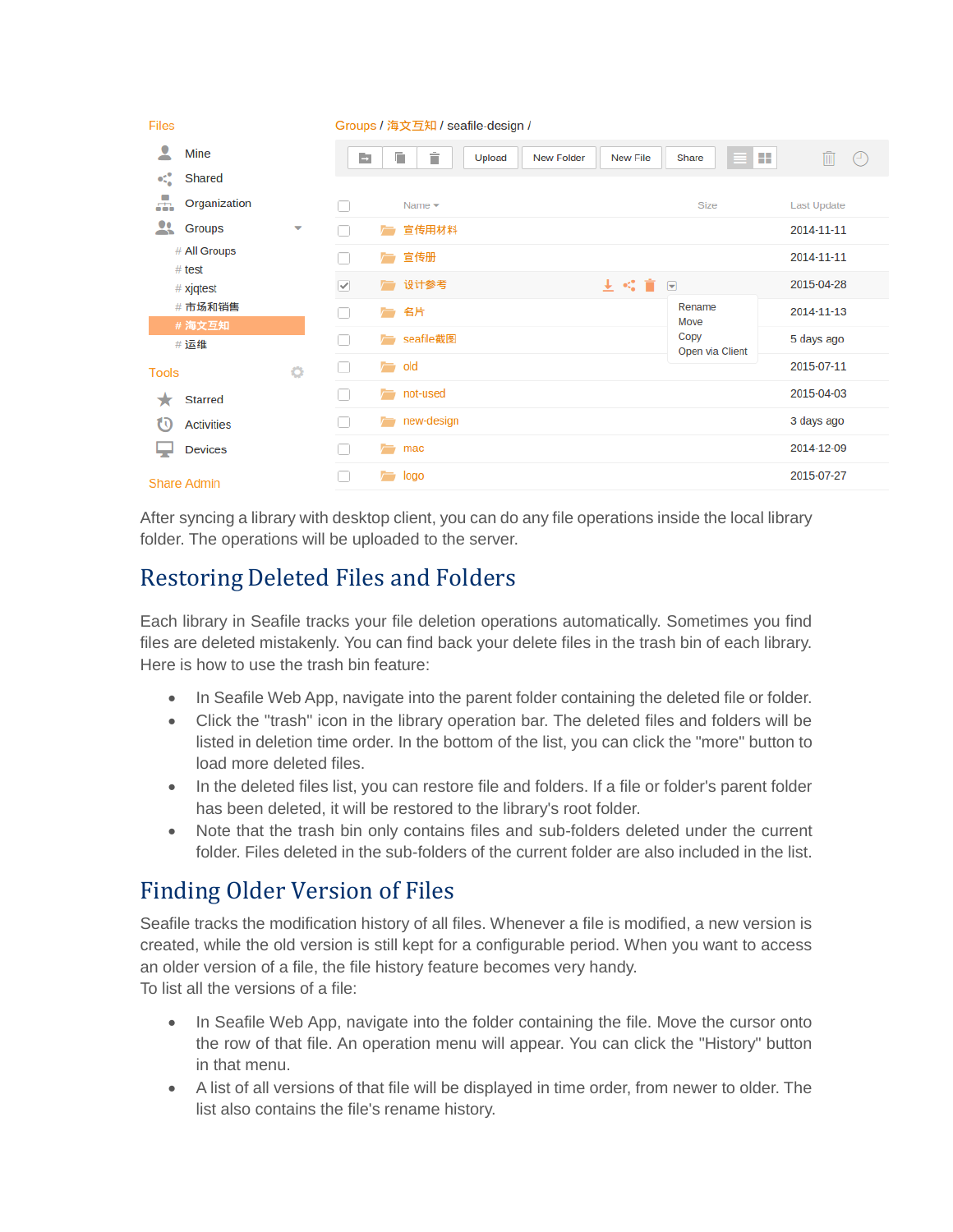After syncing a library with desktop client, you can do any file operations inside the local library folder. The operations will be uploaded to the server.

## Restoring Deleted Files and Folders

Each library in Seafile tracks your file deletion operations automatically. Sometimes you find files are deleted mistakenly. You can find back your delete files in the trash bin of each library. Here is how to use the trash bin feature:

- In Seafile Web App, navigate into the parent folder containing the deleted file or folder.
- Click the "trash" icon in the library operation bar. The deleted files and folders will be listed in deletion time order. In the bottom of the list, you can click the "more" button to load more deleted files.
- In the deleted files list, you can restore file and folders. If a file or folder's parent folder has been deleted, it will be restored to the library's root folder.
- Note that the trash bin only contains files and sub-folders deleted under the current folder. Files deleted in the sub-folders of the current folder are also included in the list.

## Finding Older Version of Files

Seafile tracks the modification history of all files. Whenever a file is modified, a new version is created, while the old version is still kept for a configurable period. When you want to access an older version of a file, the file history feature becomes very handy.
To list all the versions of a file:

- In Seafile Web App, navigate into the folder containing the file. Move the cursor onto the row of that file. An operation menu will appear. You can click the "History" button in that menu.
- A list of all versions of that file will be displayed in time order, from newer to older. The list also contains the file's rename history.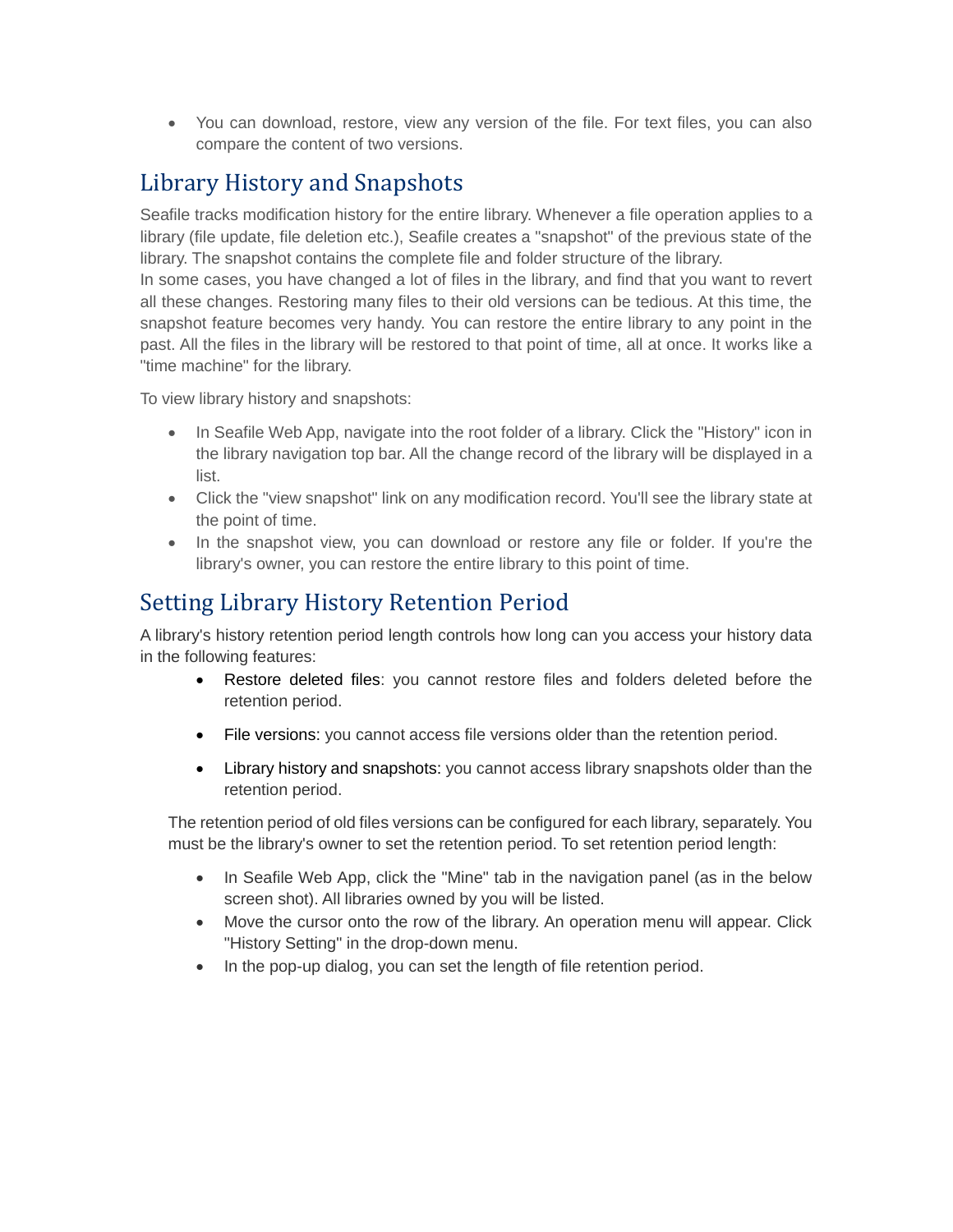- You can download, restore, view any version of the file. For text files, you can also compare the content of two versions.

## Library History and Snapshots

Seafile tracks modification history for the entire library. Whenever a file operation applies to a library (file update, file deletion etc.), Seafile creates a "snapshot" of the previous state of the library. The snapshot contains the complete file and folder structure of the library.
In some cases, you have changed a lot of files in the library, and find that you want to revert all these changes. Restoring many files to their old versions can be tedious. At this time, the snapshot feature becomes very handy. You can restore the entire library to any point in the past. All the files in the library will be restored to that point of time, all at once. It works like a "time machine" for the library.

To view library history and snapshots:

- In Seafile Web App, navigate into the root folder of a library. Click the "History" icon in the library navigation top bar. All the change record of the library will be displayed in a list.
- Click the "view snapshot" link on any modification record. You'll see the library state at the point of time.
- In the snapshot view, you can download or restore any file or folder. If you're the library's owner, you can restore the entire library to this point of time.

## Setting Library History Retention Period

A library's history retention period length controls how long can you access your history data in the following features:

- Restore deleted files: you cannot restore files and folders deleted before the retention period.
- File versions: you cannot access file versions older than the retention period.
- Library history and snapshots: you cannot access library snapshots older than the retention period.

The retention period of old files versions can be configured for each library, separately. You must be the library's owner to set the retention period. To set retention period length:

- In Seafile Web App, click the "Mine" tab in the navigation panel (as in the below screen shot). All libraries owned by you will be listed.
- Move the cursor onto the row of the library. An operation menu will appear. Click "History Setting" in the drop-down menu.
- In the pop-up dialog, you can set the length of file retention period.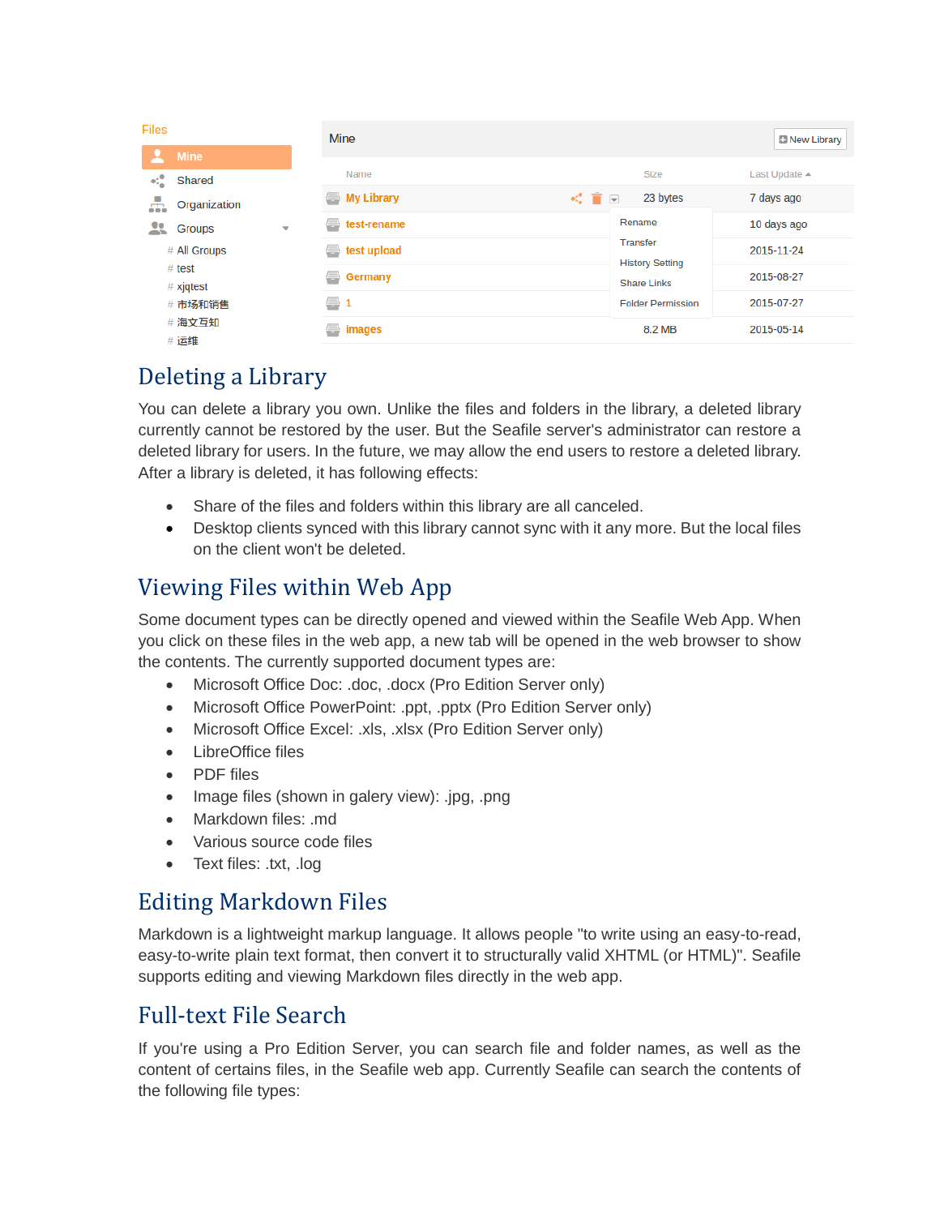## Deleting a Library

You can delete a library you own. Unlike the files and folders in the library, a deleted library currently cannot be restored by the user. But the Seafile server's administrator can restore a deleted library for users. In the future, we may allow the end users to restore a deleted library. After a library is deleted, it has following effects:

- Share of the files and folders within this library are all canceled.
- Desktop clients synced with this library cannot sync with it any more. But the local files on the client won't be deleted.

## Viewing Files within Web App

Some document types can be directly opened and viewed within the Seafile Web App. When you click on these files in the web app, a new tab will be opened in the web browser to show the contents. The currently supported document types are:

- Microsoft Office Doc: .doc, .docx (Pro Edition Server only)
- Microsoft Office PowerPoint: .ppt, .pptx (Pro Edition Server only)
- Microsoft Office Excel: .xls, .xlsx (Pro Edition Server only)
- LibreOffice files
- PDF files
- Image files (shown in galery view): .jpg, .png
- Markdown files: .md
- Various source code files
- Text files: .txt, .log

## Editing Markdown Files

Markdown is a lightweight markup language. It allows people "to write using an easy-to-read, easy-to-write plain text format, then convert it to structurally valid XHTML (or HTML)". Seafile supports editing and viewing Markdown files directly in the web app.

## Full-text File Search

If you're using a Pro Edition Server, you can search file and folder names, as well as the content of certains files, in the Seafile web app. Currently Seafile can search the contents of the following file types: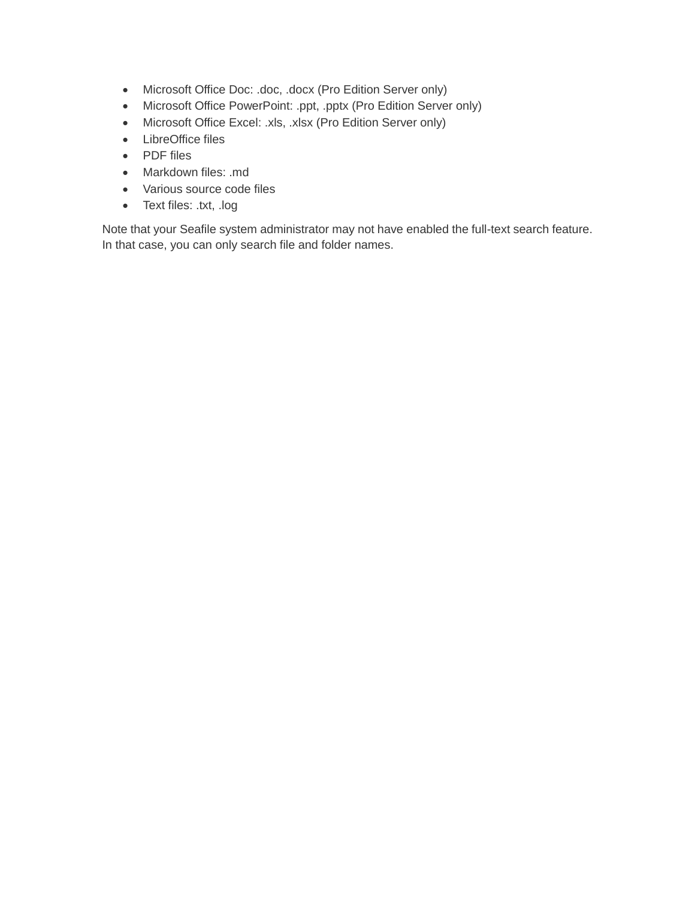- Microsoft Office Doc: .doc, .docx (Pro Edition Server only)
- Microsoft Office PowerPoint: .ppt, .pptx (Pro Edition Server only)
- Microsoft Office Excel: .xls, .xlsx (Pro Edition Server only)
- LibreOffice files
- PDF files
- Markdown files: .md
- Various source code files
- Text files: .txt, .log

Note that your Seafile system administrator may not have enabled the full-text search feature. In that case, you can only search file and folder names.